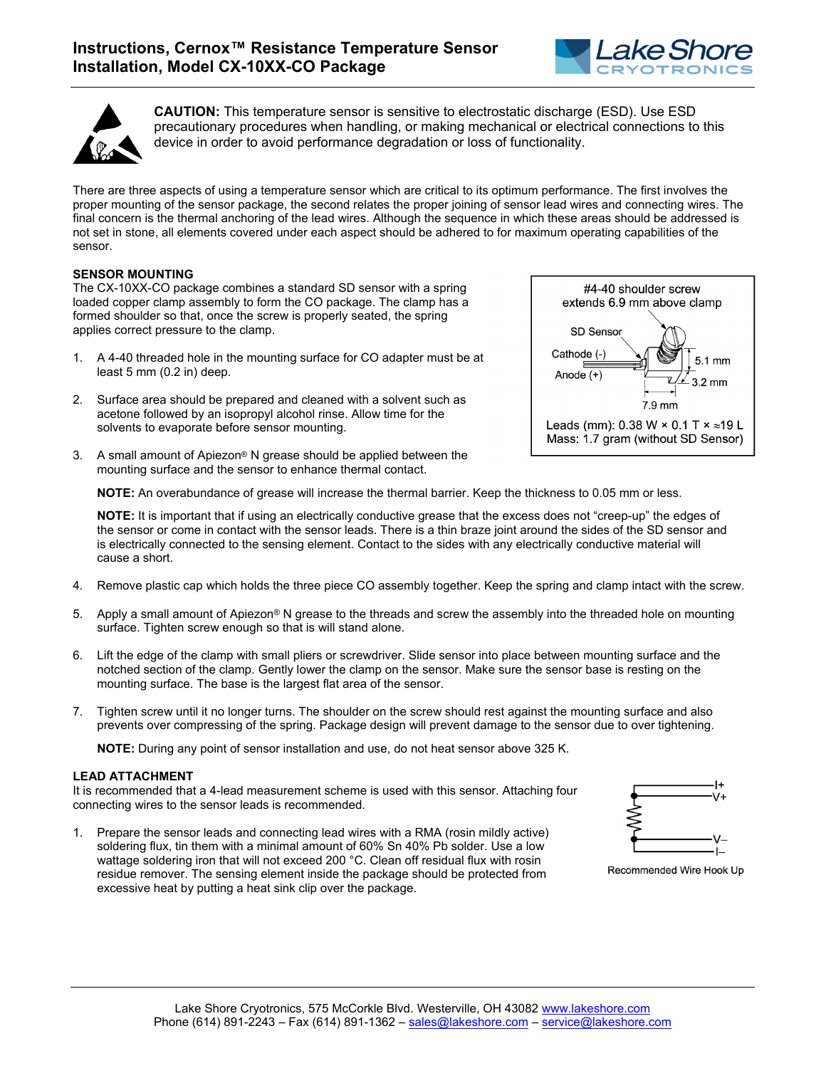# Instructions, Cernox™ Resistance Temperature Sensor Installation, Model CX-10XX-CO Package

**CAUTION:** This temperature sensor is sensitive to electrostatic discharge (ESD). Use ESD precautionary procedures when handling, or making mechanical or electrical connections to this device in order to avoid performance degradation or loss of functionality.

There are three aspects of using a temperature sensor which are critical to its optimum performance. The first involves the proper mounting of the sensor package, the second relates the proper joining of sensor lead wires and connecting wires. The final concern is the thermal anchoring of the lead wires. Although the sequence in which these areas should be addressed is not set in stone, all elements covered under each aspect should be adhered to for maximum operating capabilities of the sensor.

## SENSOR MOUNTING

The CX-10XX-CO package combines a standard SD sensor with a spring loaded copper clamp assembly to form the CO package. The clamp has a formed shoulder so that, once the screw is properly seated, the spring applies correct pressure to the clamp.

#4-40 shoulder screw extends 6.9 mm above clamp

SD Sensor

Cathode (-)

Anode (+)

5.1 mm

3.2 mm

7.9 mm

Leads (mm): 0.38 W × 0.1 T × ≈19 L
Mass: 1.7 gram (without SD Sensor)

1. A 4-40 threaded hole in the mounting surface for CO adapter must be at least 5 mm (0.2 in) deep.

2. Surface area should be prepared and cleaned with a solvent such as acetone followed by an isopropyl alcohol rinse. Allow time for the solvents to evaporate before sensor mounting.

3. A small amount of Apiezon® N grease should be applied between the mounting surface and the sensor to enhance thermal contact.

   **NOTE:** An overabundance of grease will increase the thermal barrier. Keep the thickness to 0.05 mm or less.

   **NOTE:** It is important that if using an electrically conductive grease that the excess does not "creep-up" the edges of the sensor or come in contact with the sensor leads. There is a thin braze joint around the sides of the SD sensor and is electrically connected to the sensing element. Contact to the sides with any electrically conductive material will cause a short.

4. Remove plastic cap which holds the three piece CO assembly together. Keep the spring and clamp intact with the screw.

5. Apply a small amount of Apiezon® N grease to the threads and screw the assembly into the threaded hole on mounting surface. Tighten screw enough so that is will stand alone.

6. Lift the edge of the clamp with small pliers or screwdriver. Slide sensor into place between mounting surface and the notched section of the clamp. Gently lower the clamp on the sensor. Make sure the sensor base is resting on the mounting surface. The base is the largest flat area of the sensor.

7. Tighten screw until it no longer turns. The shoulder on the screw should rest against the mounting surface and also prevents over compressing of the spring. Package design will prevent damage to the sensor due to over tightening.

   **NOTE:** During any point of sensor installation and use, do not heat sensor above 325 K.

## LEAD ATTACHMENT

It is recommended that a 4-lead measurement scheme is used with this sensor. Attaching four connecting wires to the sensor leads is recommended.

I+
V+
V–
I–

Recommended Wire Hook Up

1. Prepare the sensor leads and connecting lead wires with a RMA (rosin mildly active) soldering flux, tin them with a minimal amount of 60% Sn 40% Pb solder. Use a low wattage soldering iron that will not exceed 200 °C. Clean off residual flux with rosin residue remover. The sensing element inside the package should be protected from excessive heat by putting a heat sink clip over the package.

Lake Shore Cryotronics, 575 McCorkle Blvd. Westerville, OH 43082 www.lakeshore.com
Phone (614) 891-2243 – Fax (614) 891-1362 – sales@lakeshore.com – service@lakeshore.com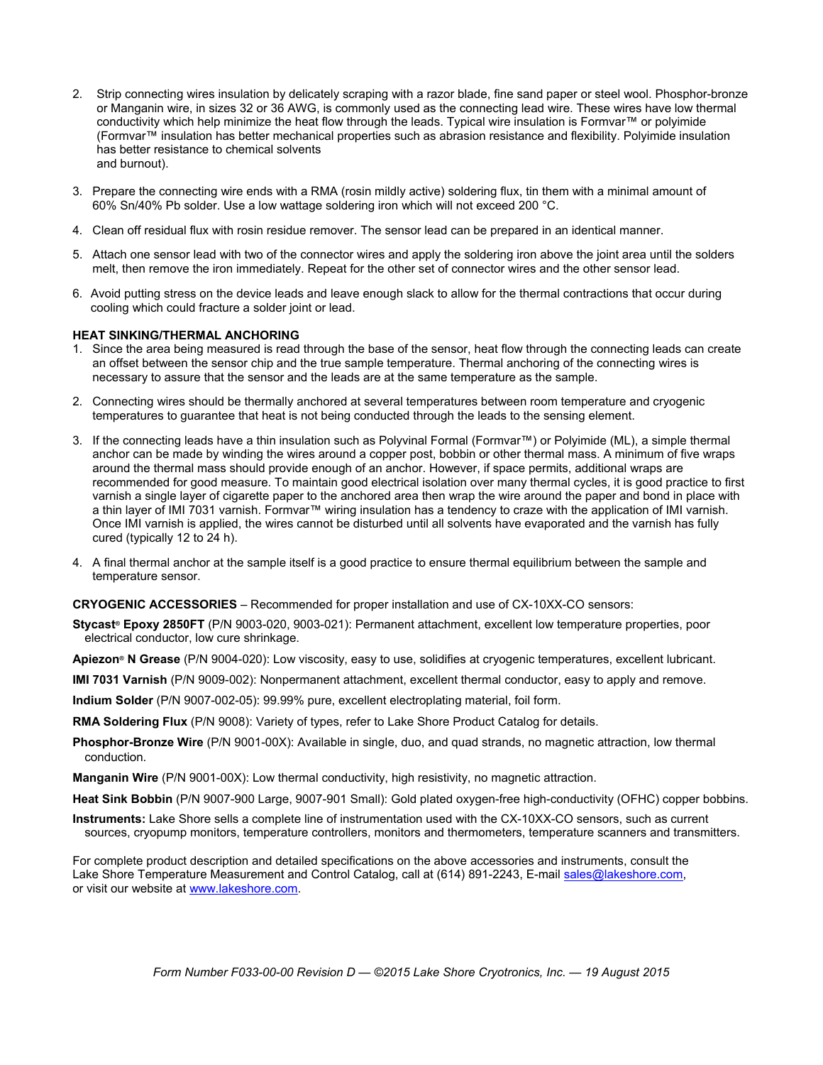2. Strip connecting wires insulation by delicately scraping with a razor blade, fine sand paper or steel wool. Phosphor-bronze or Manganin wire, in sizes 32 or 36 AWG, is commonly used as the connecting lead wire. These wires have low thermal conductivity which help minimize the heat flow through the leads. Typical wire insulation is Formvar™ or polyimide (Formvar™ insulation has better mechanical properties such as abrasion resistance and flexibility. Polyimide insulation has better resistance to chemical solvents and burnout).

3. Prepare the connecting wire ends with a RMA (rosin mildly active) soldering flux, tin them with a minimal amount of 60% Sn/40% Pb solder. Use a low wattage soldering iron which will not exceed 200 °C.

4. Clean off residual flux with rosin residue remover. The sensor lead can be prepared in an identical manner.

5. Attach one sensor lead with two of the connector wires and apply the soldering iron above the joint area until the solders melt, then remove the iron immediately. Repeat for the other set of connector wires and the other sensor lead.

6. Avoid putting stress on the device leads and leave enough slack to allow for the thermal contractions that occur during cooling which could fracture a solder joint or lead.

**HEAT SINKING/THERMAL ANCHORING**

1. Since the area being measured is read through the base of the sensor, heat flow through the connecting leads can create an offset between the sensor chip and the true sample temperature. Thermal anchoring of the connecting wires is necessary to assure that the sensor and the leads are at the same temperature as the sample.

2. Connecting wires should be thermally anchored at several temperatures between room temperature and cryogenic temperatures to guarantee that heat is not being conducted through the leads to the sensing element.

3. If the connecting leads have a thin insulation such as Polyvinal Formal (Formvar™) or Polyimide (ML), a simple thermal anchor can be made by winding the wires around a copper post, bobbin or other thermal mass. A minimum of five wraps around the thermal mass should provide enough of an anchor. However, if space permits, additional wraps are recommended for good measure. To maintain good electrical isolation over many thermal cycles, it is good practice to first varnish a single layer of cigarette paper to the anchored area then wrap the wire around the paper and bond in place with a thin layer of IMI 7031 varnish. Formvar™ wiring insulation has a tendency to craze with the application of IMI varnish. Once IMI varnish is applied, the wires cannot be disturbed until all solvents have evaporated and the varnish has fully cured (typically 12 to 24 h).

4. A final thermal anchor at the sample itself is a good practice to ensure thermal equilibrium between the sample and temperature sensor.

**CRYOGENIC ACCESSORIES** – Recommended for proper installation and use of CX-10XX-CO sensors:

**Stycast® Epoxy 2850FT** (P/N 9003-020, 9003-021): Permanent attachment, excellent low temperature properties, poor electrical conductor, low cure shrinkage.

**Apiezon® N Grease** (P/N 9004-020): Low viscosity, easy to use, solidifies at cryogenic temperatures, excellent lubricant.

**IMI 7031 Varnish** (P/N 9009-002): Nonpermanent attachment, excellent thermal conductor, easy to apply and remove.

**Indium Solder** (P/N 9007-002-05): 99.99% pure, excellent electroplating material, foil form.

**RMA Soldering Flux** (P/N 9008): Variety of types, refer to Lake Shore Product Catalog for details.

**Phosphor-Bronze Wire** (P/N 9001-00X): Available in single, duo, and quad strands, no magnetic attraction, low thermal conduction.

**Manganin Wire** (P/N 9001-00X): Low thermal conductivity, high resistivity, no magnetic attraction.

**Heat Sink Bobbin** (P/N 9007-900 Large, 9007-901 Small): Gold plated oxygen-free high-conductivity (OFHC) copper bobbins.

**Instruments:** Lake Shore sells a complete line of instrumentation used with the CX-10XX-CO sensors, such as current sources, cryopump monitors, temperature controllers, monitors and thermometers, temperature scanners and transmitters.

For complete product description and detailed specifications on the above accessories and instruments, consult the Lake Shore Temperature Measurement and Control Catalog, call at (614) 891-2243, E-mail sales@lakeshore.com, or visit our website at www.lakeshore.com.

*Form Number F033-00-00 Revision D — ©2015 Lake Shore Cryotronics, Inc. — 19 August 2015*